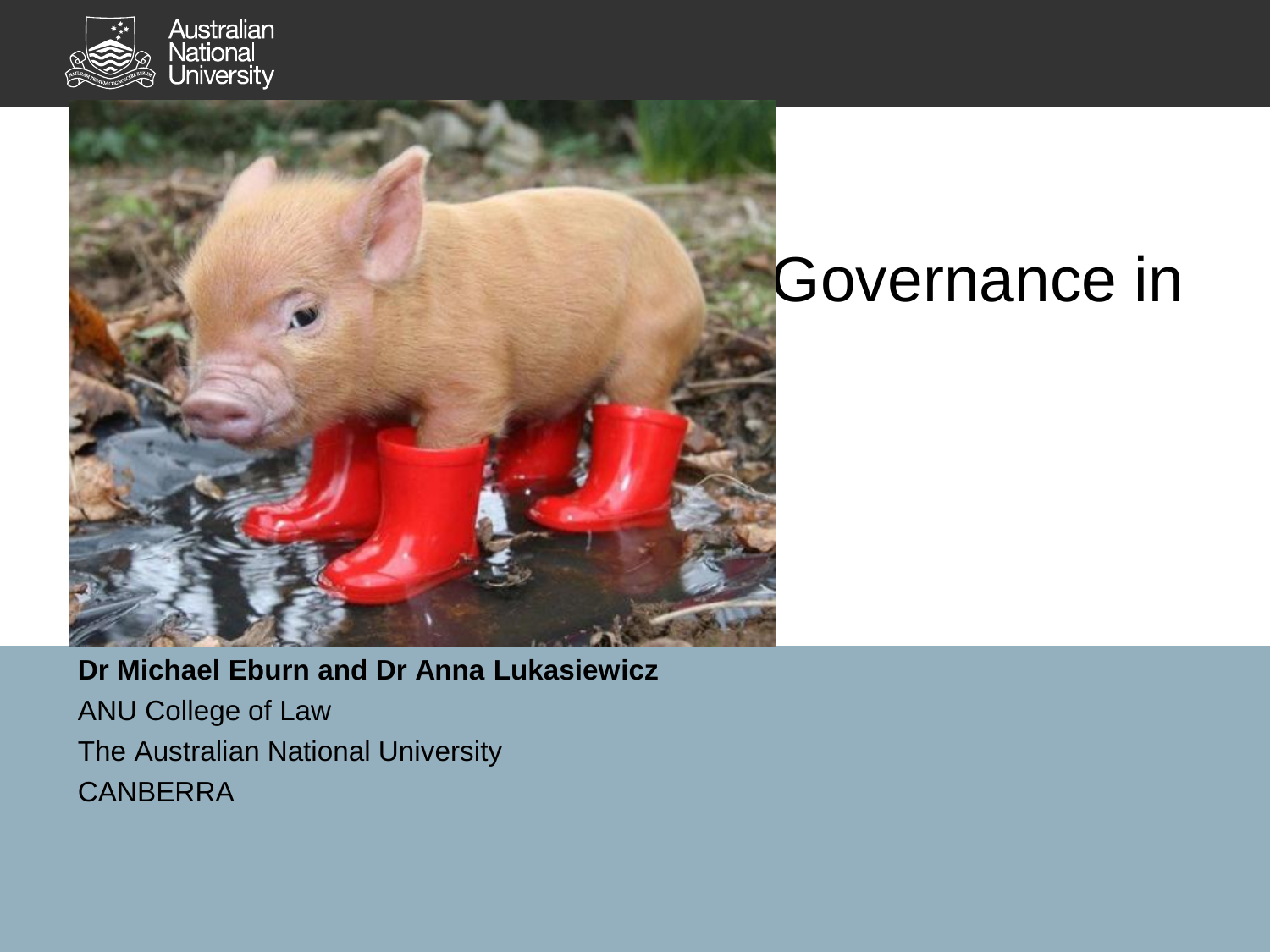# Governance in

**Dr Michael Eburn and Dr Anna Lukasiewicz**

ANU College of Law

The Australian National University

CANBERRA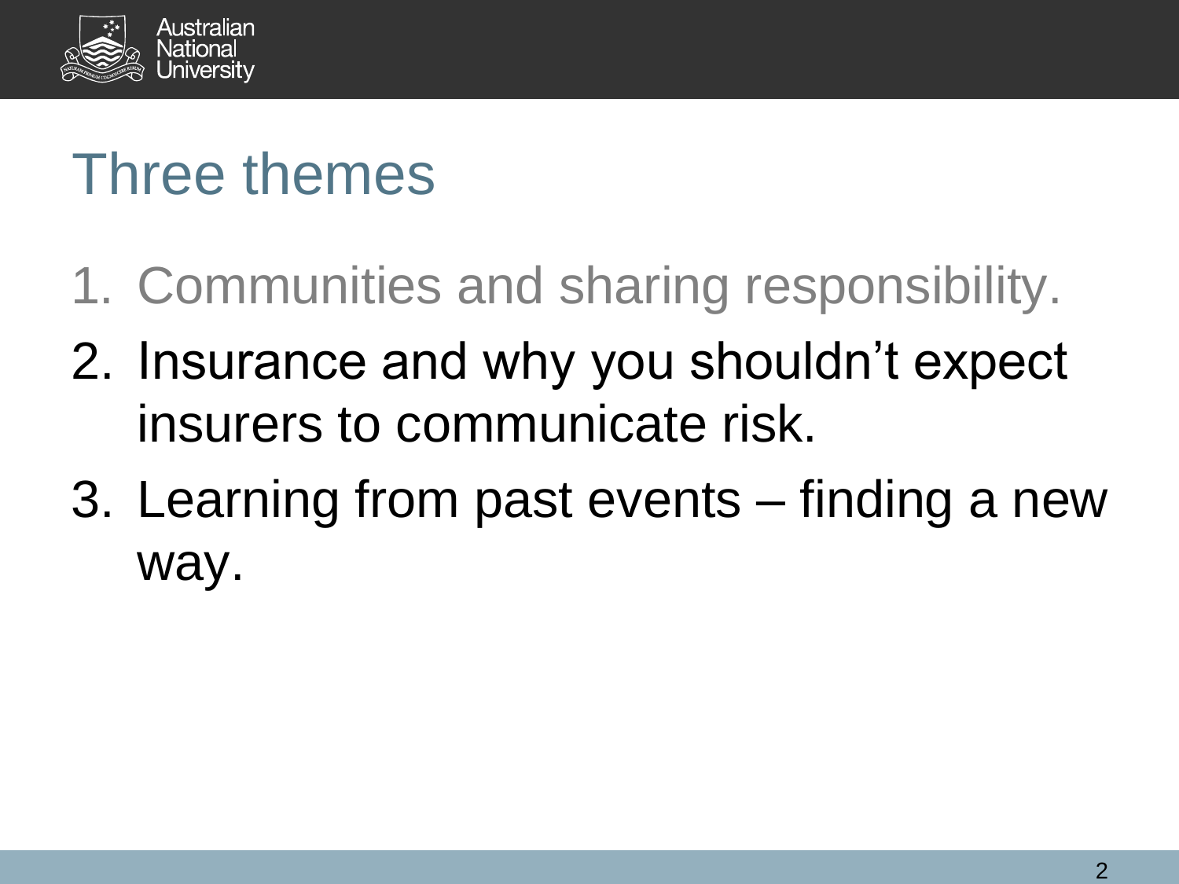# Three themes

1. Communities and sharing responsibility.
2. Insurance and why you shouldn’t expect insurers to communicate risk.
3. Learning from past events – finding a new way.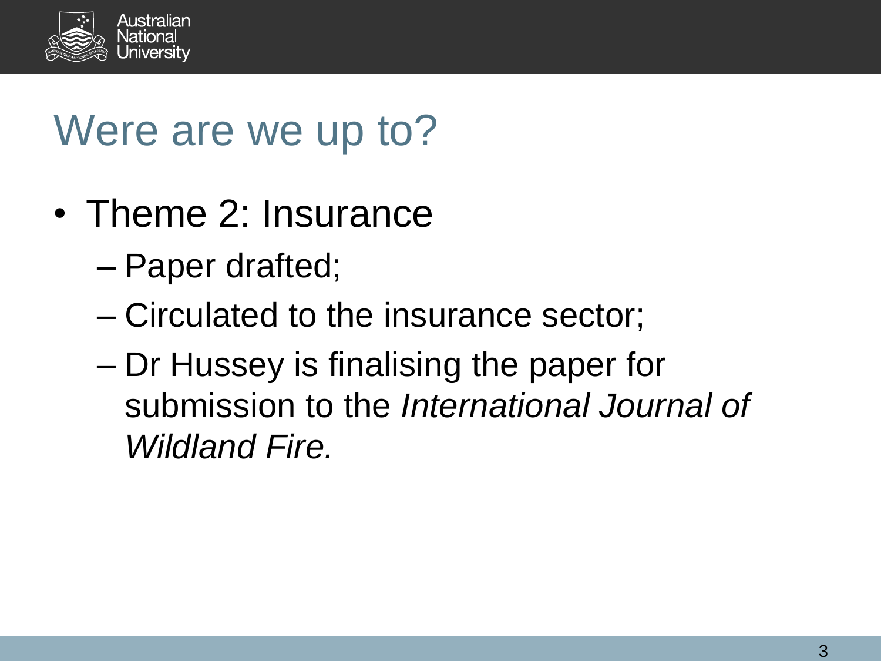# Were are we up to?

- Theme 2: Insurance
  - Paper drafted;
  - Circulated to the insurance sector;
  - Dr Hussey is finalising the paper for submission to the *International Journal of Wildland Fire.*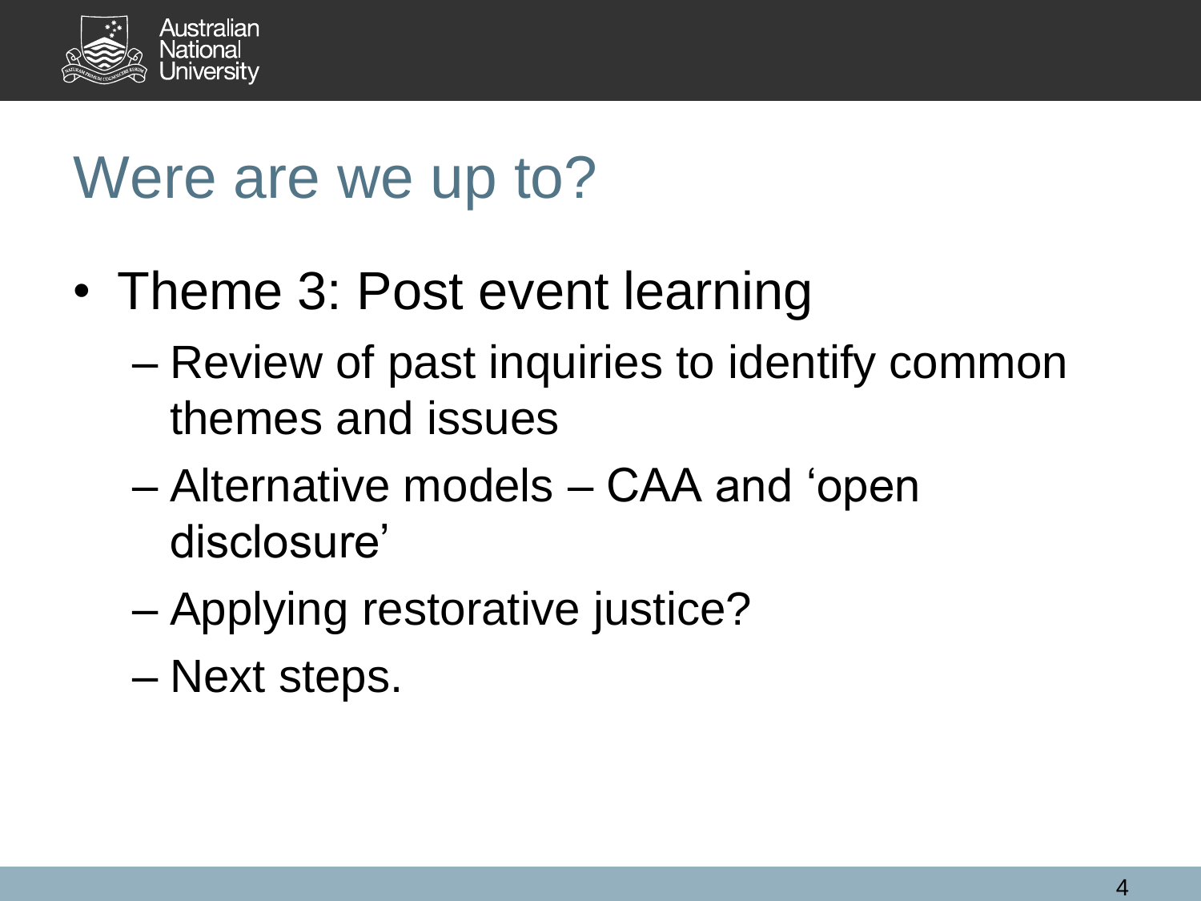# Were are we up to?

- Theme 3: Post event learning
  - Review of past inquiries to identify common themes and issues
  - Alternative models – CAA and 'open disclosure'
  - Applying restorative justice?
  - Next steps.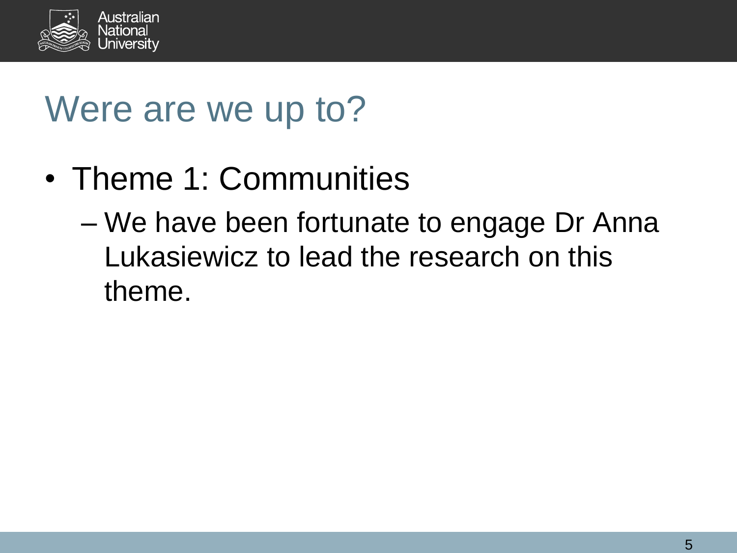# Were are we up to?

- Theme 1: Communities
  - We have been fortunate to engage Dr Anna Lukasiewicz to lead the research on this theme.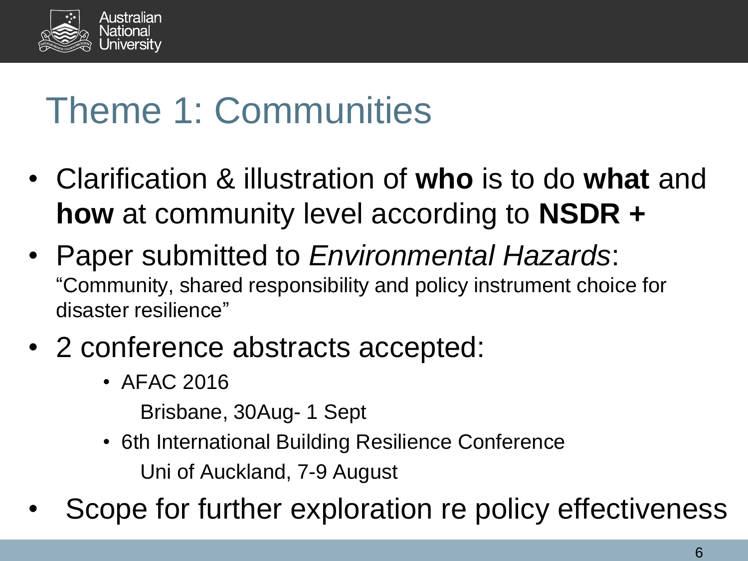# Theme 1: Communities

- Clarification & illustration of **who** is to do **what** and **how** at community level according to **NSDR +**
- Paper submitted to *Environmental Hazards*:
  "Community, shared responsibility and policy instrument choice for disaster resilience"
- 2 conference abstracts accepted:
  - AFAC 2016
    Brisbane, 30Aug- 1 Sept
  - 6th International Building Resilience Conference
    Uni of Auckland, 7-9 August
- Scope for further exploration re policy effectiveness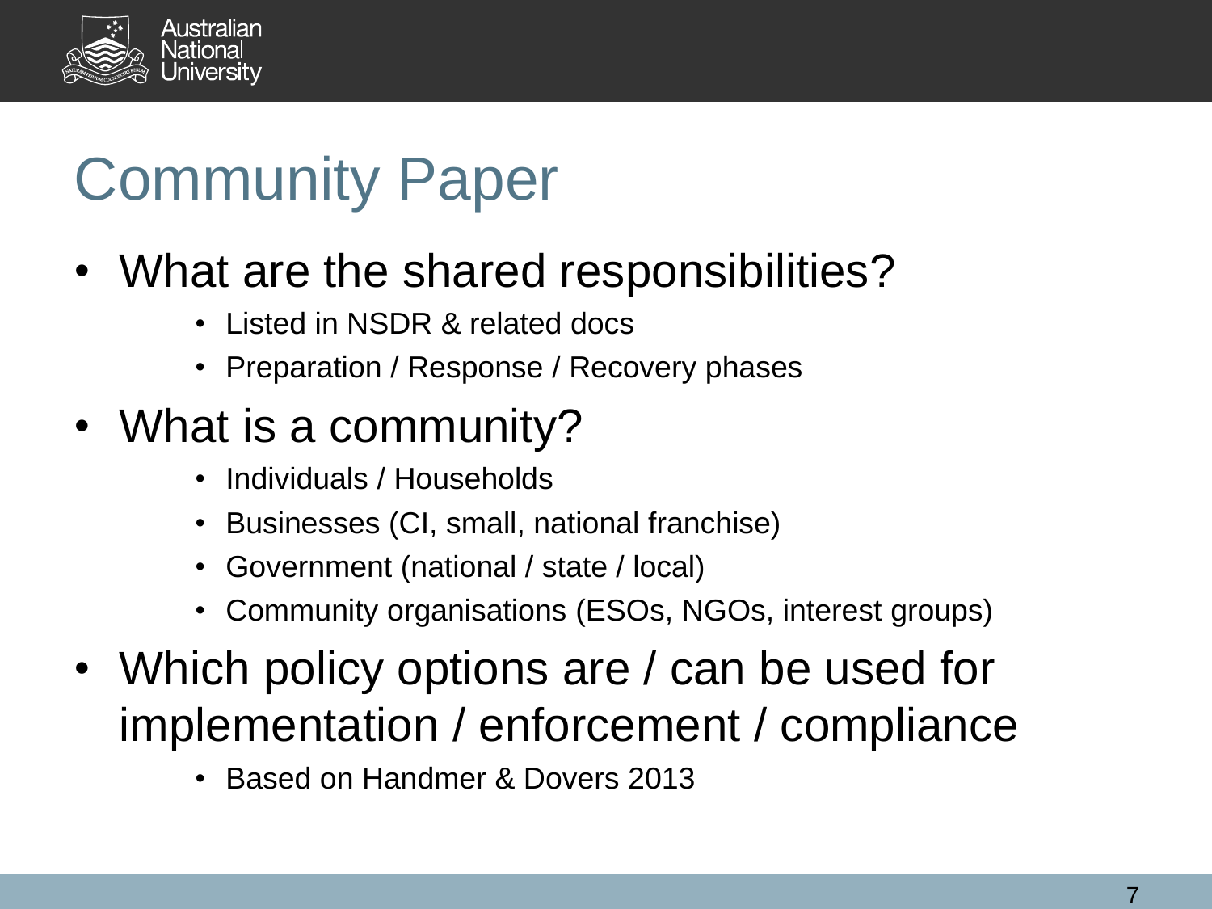# Community Paper

- What are the shared responsibilities?
  - Listed in NSDR & related docs
  - Preparation / Response / Recovery phases
- What is a community?
  - Individuals / Households
  - Businesses (CI, small, national franchise)
  - Government (national / state / local)
  - Community organisations (ESOs, NGOs, interest groups)
- Which policy options are / can be used for implementation / enforcement / compliance
  - Based on Handmer & Dovers 2013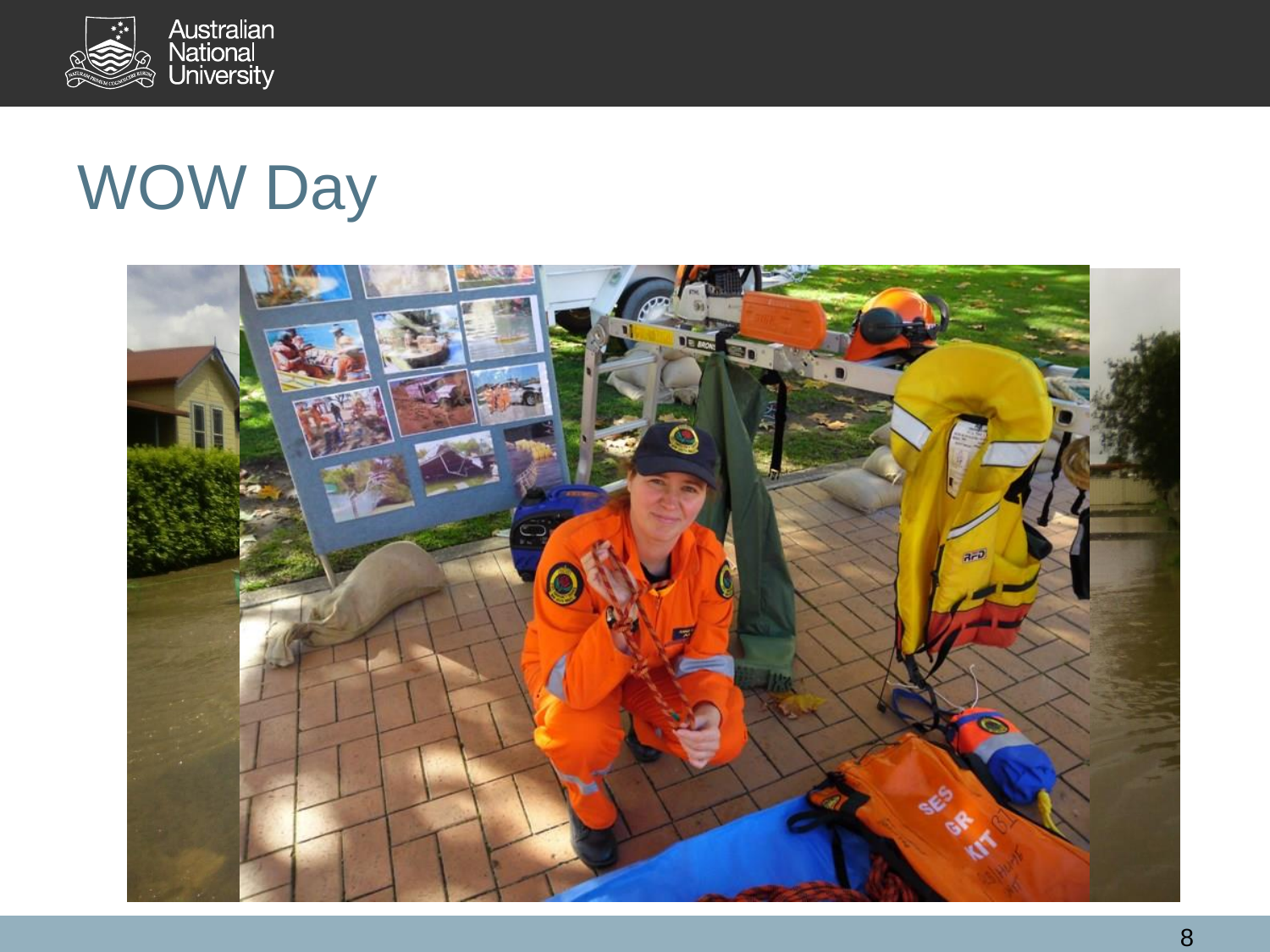# WOW Day